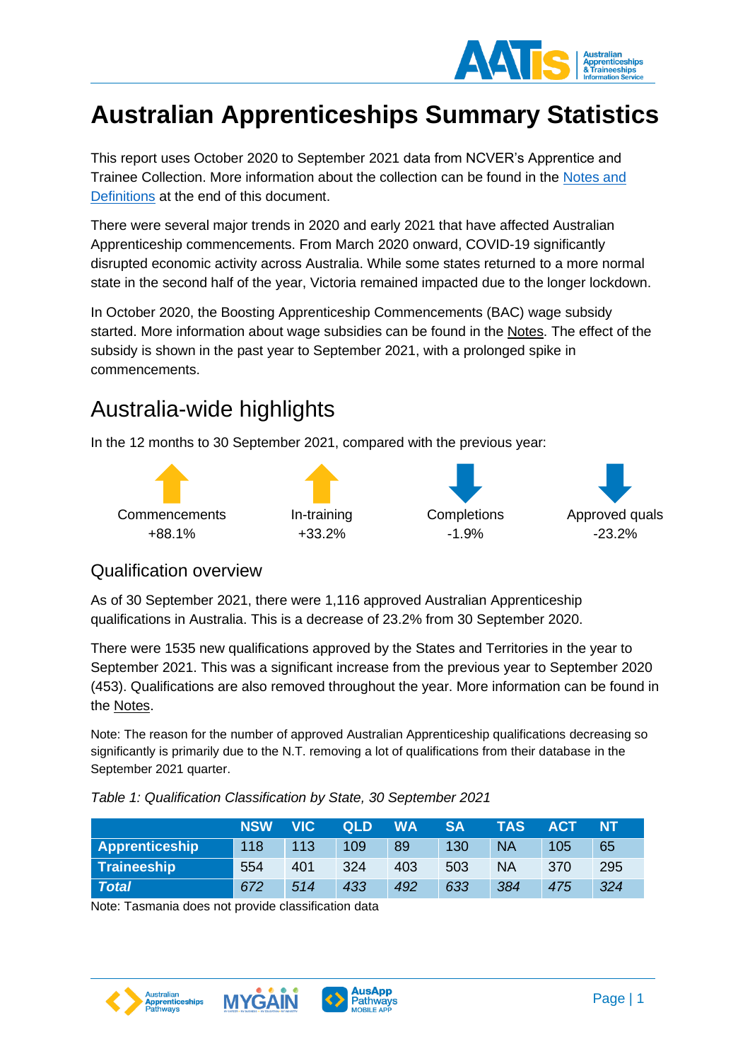# Australian Apprenticeships Summary Statistics

This report uses October 2020 to September 2021 data from NCVER's Apprentice and Trainee Collection. More information about the collection can be found in the Notes and Definitions at the end of this document.

There were several major trends in 2020 and early 2021 that have affected Australian Apprenticeship commencements. From March 2020 onward, COVID-19 significantly disrupted economic activity across Australia. While some states returned to a more normal state in the second half of the year, Victoria remained impacted due to the longer lockdown.

In October 2020, the Boosting Apprenticeship Commencements (BAC) wage subsidy started. More information about wage subsidies can be found in the Notes. The effect of the subsidy is shown in the past year to September 2021, with a prolonged spike in commencements.

## Australia-wide highlights

In the 12 months to 30 September 2021, compared with the previous year:

- Commencements +88.1%
- In-training +33.2%
- Completions -1.9%
- Approved quals -23.2%

### Qualification overview

As of 30 September 2021, there were 1,116 approved Australian Apprenticeship qualifications in Australia. This is a decrease of 23.2% from 30 September 2020.

There were 1535 new qualifications approved by the States and Territories in the year to September 2021. This was a significant increase from the previous year to September 2020 (453). Qualifications are also removed throughout the year. More information can be found in the Notes.

Note: The reason for the number of approved Australian Apprenticeship qualifications decreasing so significantly is primarily due to the N.T. removing a lot of qualifications from their database in the September 2021 quarter.

*Table 1: Qualification Classification by State, 30 September 2021*

| | NSW | VIC | QLD | WA | SA | TAS | ACT | NT |
|---|---|---|---|---|---|---|---|---|
| **Apprenticeship** | 118 | 113 | 109 | 89 | 130 | NA | 105 | 65 |
| **Traineeship** | 554 | 401 | 324 | 403 | 503 | NA | 370 | 295 |
| ***Total*** | *672* | *514* | *433* | *492* | *633* | *384* | *475* | *324* |

Note: Tasmania does not provide classification data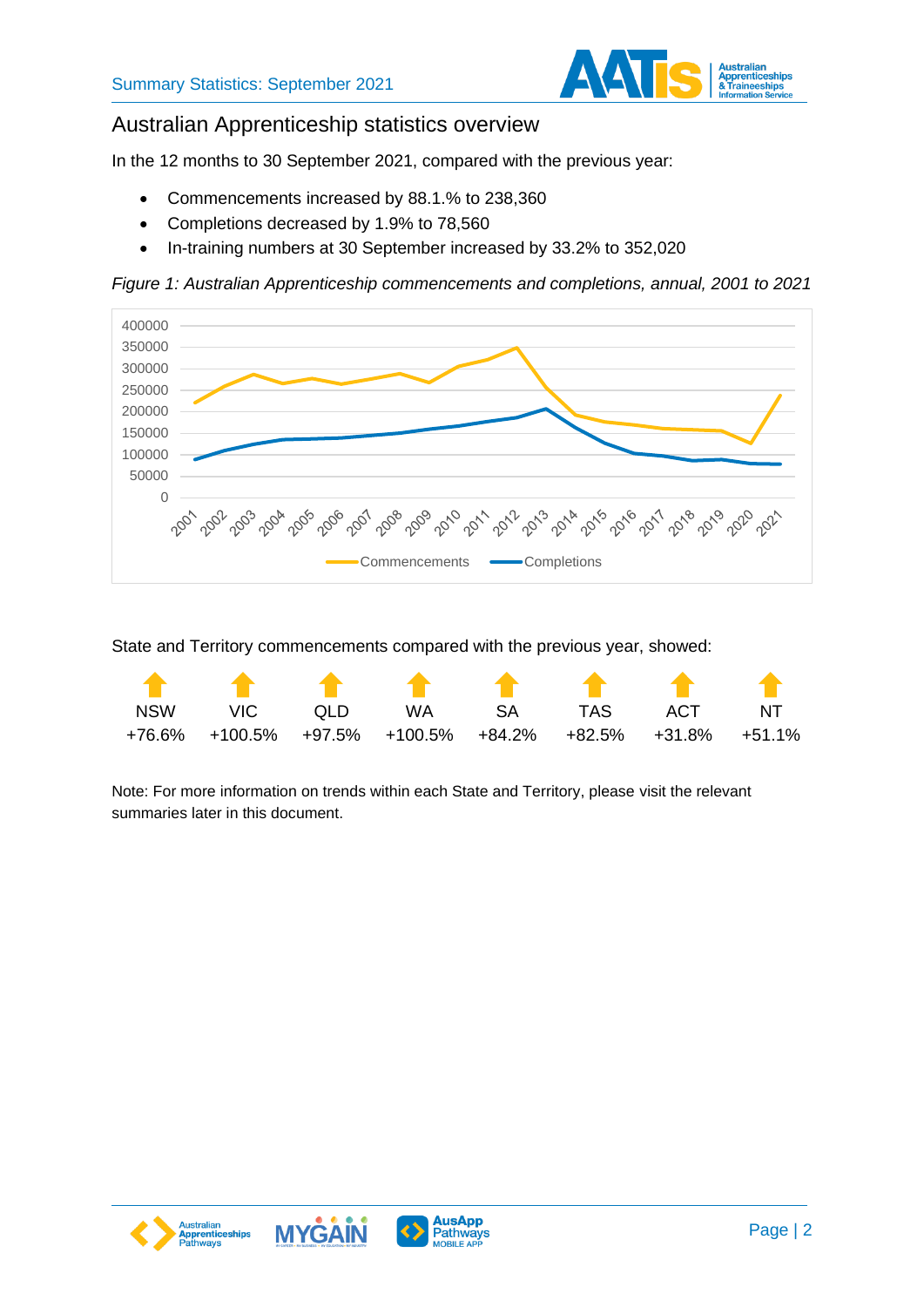## Australian Apprenticeship statistics overview

In the 12 months to 30 September 2021, compared with the previous year:

- Commencements increased by 88.1.% to 238,360
- Completions decreased by 1.9% to 78,560
- In-training numbers at 30 September increased by 33.2% to 352,020

*Figure 1: Australian Apprenticeship commencements and completions, annual, 2001 to 2021*

State and Territory commencements compared with the previous year, showed:

| NSW | VIC | QLD | WA | SA | TAS | ACT | NT |
|---|---|---|---|---|---|---|---|
| +76.6% | +100.5% | +97.5% | +100.5% | +84.2% | +82.5% | +31.8% | +51.1% |

Note: For more information on trends within each State and Territory, please visit the relevant summaries later in this document.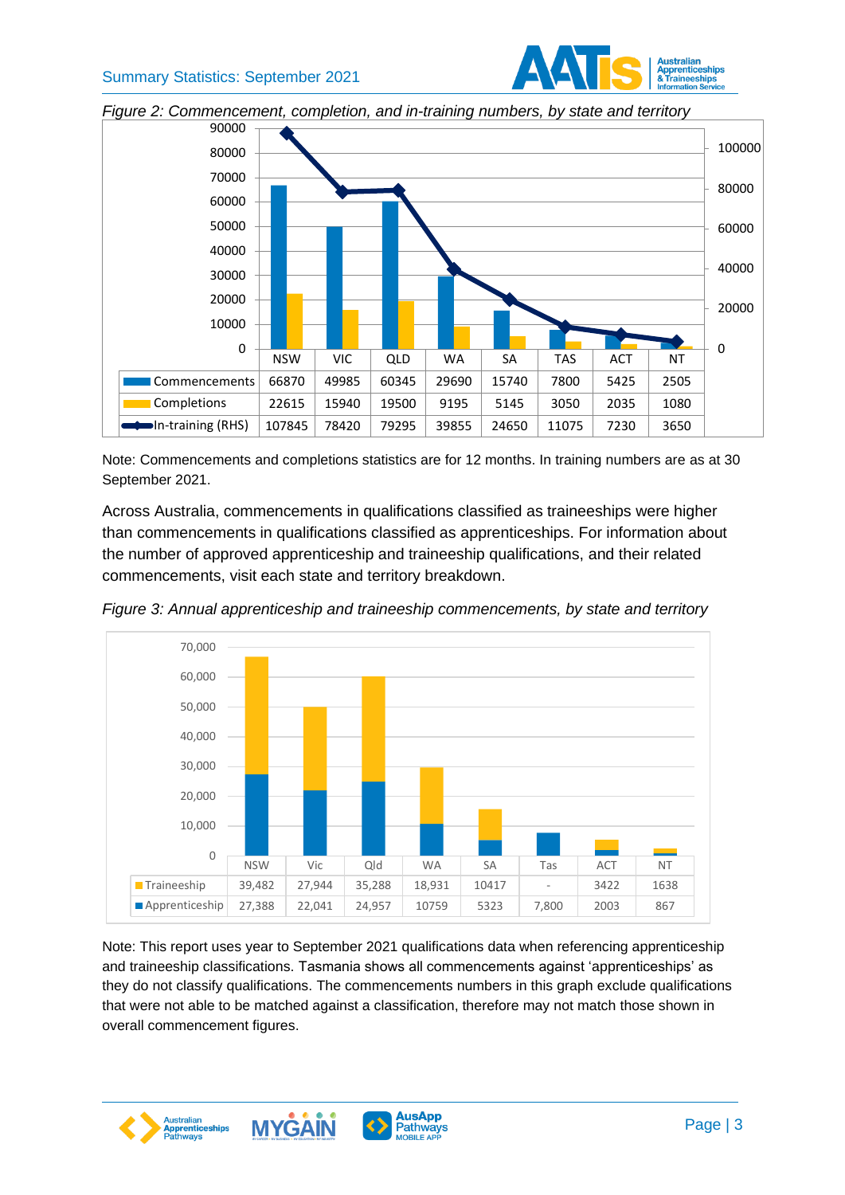*Figure 2: Commencement, completion, and in-training numbers, by state and territory*

| | NSW | VIC | QLD | WA | SA | TAS | ACT | NT |
|---|---|---|---|---|---|---|---|---|
| Commencements | 66870 | 49985 | 60345 | 29690 | 15740 | 7800 | 5425 | 2505 |
| Completions | 22615 | 15940 | 19500 | 9195 | 5145 | 3050 | 2035 | 1080 |
| In-training (RHS) | 107845 | 78420 | 79295 | 39855 | 24650 | 11075 | 7230 | 3650 |

Note: Commencements and completions statistics are for 12 months. In training numbers are as at 30 September 2021.

Across Australia, commencements in qualifications classified as traineeships were higher than commencements in qualifications classified as apprenticeships. For information about the number of approved apprenticeship and traineeship qualifications, and their related commencements, visit each state and territory breakdown.

*Figure 3: Annual apprenticeship and traineeship commencements, by state and territory*

| | NSW | Vic | Qld | WA | SA | Tas | ACT | NT |
|---|---|---|---|---|---|---|---|---|
| Traineeship | 39,482 | 27,944 | 35,288 | 18,931 | 10417 | - | 3422 | 1638 |
| Apprenticeship | 27,388 | 22,041 | 24,957 | 10759 | 5323 | 7,800 | 2003 | 867 |

Note: This report uses year to September 2021 qualifications data when referencing apprenticeship and traineeship classifications. Tasmania shows all commencements against 'apprenticeships' as they do not classify qualifications. The commencements numbers in this graph exclude qualifications that were not able to be matched against a classification, therefore may not match those shown in overall commencement figures.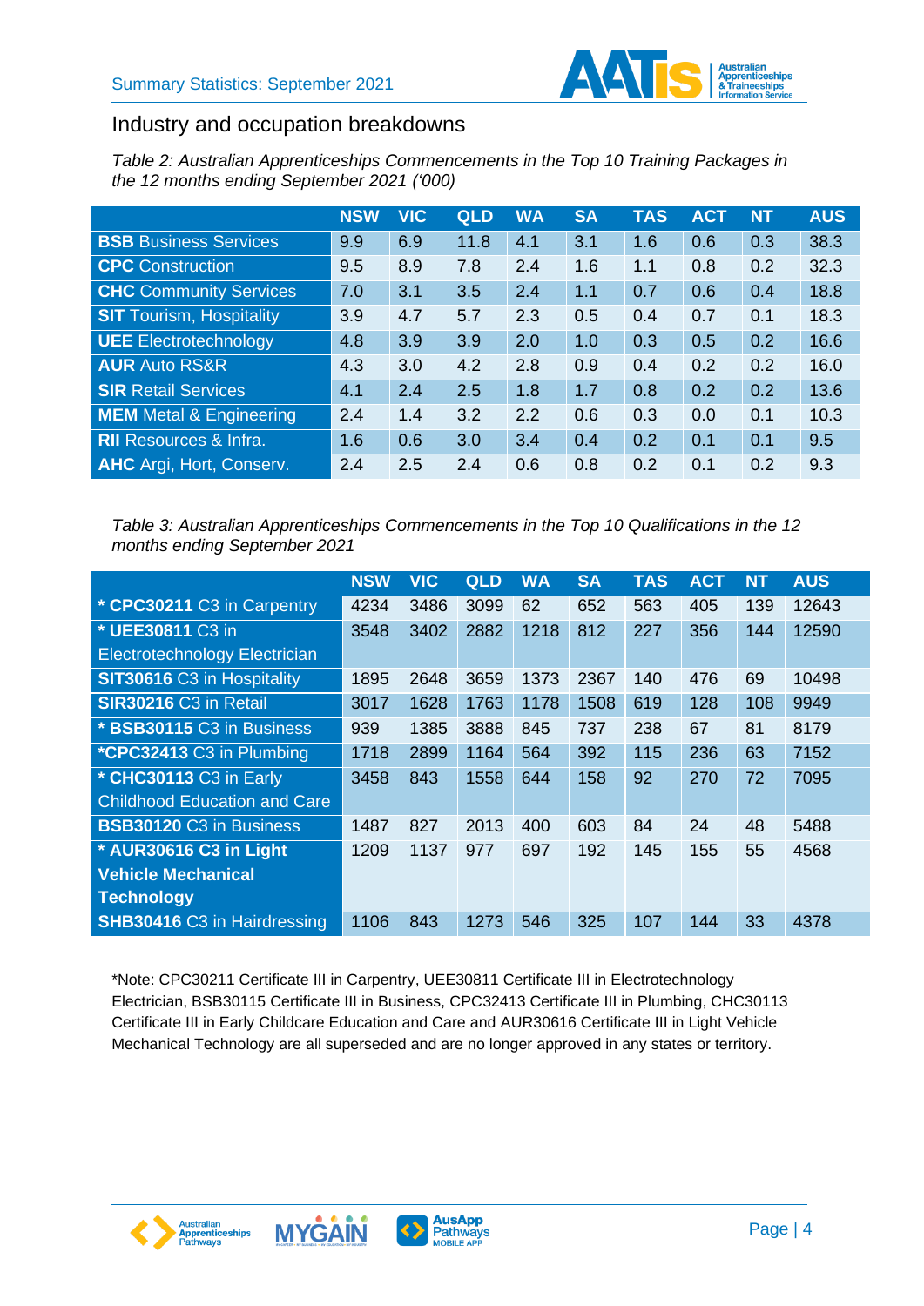## Industry and occupation breakdowns

*Table 2: Australian Apprenticeships Commencements in the Top 10 Training Packages in the 12 months ending September 2021 ('000)*

| | NSW | VIC | QLD | WA | SA | TAS | ACT | NT | AUS |
|---|---|---|---|---|---|---|---|---|---|
| **BSB** Business Services | 9.9 | 6.9 | 11.8 | 4.1 | 3.1 | 1.6 | 0.6 | 0.3 | 38.3 |
| **CPC** Construction | 9.5 | 8.9 | 7.8 | 2.4 | 1.6 | 1.1 | 0.8 | 0.2 | 32.3 |
| **CHC** Community Services | 7.0 | 3.1 | 3.5 | 2.4 | 1.1 | 0.7 | 0.6 | 0.4 | 18.8 |
| **SIT** Tourism, Hospitality | 3.9 | 4.7 | 5.7 | 2.3 | 0.5 | 0.4 | 0.7 | 0.1 | 18.3 |
| **UEE** Electrotechnology | 4.8 | 3.9 | 3.9 | 2.0 | 1.0 | 0.3 | 0.5 | 0.2 | 16.6 |
| **AUR** Auto RS&R | 4.3 | 3.0 | 4.2 | 2.8 | 0.9 | 0.4 | 0.2 | 0.2 | 16.0 |
| **SIR** Retail Services | 4.1 | 2.4 | 2.5 | 1.8 | 1.7 | 0.8 | 0.2 | 0.2 | 13.6 |
| **MEM** Metal & Engineering | 2.4 | 1.4 | 3.2 | 2.2 | 0.6 | 0.3 | 0.0 | 0.1 | 10.3 |
| **RII** Resources & Infra. | 1.6 | 0.6 | 3.0 | 3.4 | 0.4 | 0.2 | 0.1 | 0.1 | 9.5 |
| **AHC** Argi, Hort, Conserv. | 2.4 | 2.5 | 2.4 | 0.6 | 0.8 | 0.2 | 0.1 | 0.2 | 9.3 |

*Table 3: Australian Apprenticeships Commencements in the Top 10 Qualifications in the 12 months ending September 2021*

| | NSW | VIC | QLD | WA | SA | TAS | ACT | NT | AUS |
|---|---|---|---|---|---|---|---|---|---|
| * **CPC30211** C3 in Carpentry | 4234 | 3486 | 3099 | 62 | 652 | 563 | 405 | 139 | 12643 |
| * **UEE30811** C3 in Electrotechnology Electrician | 3548 | 3402 | 2882 | 1218 | 812 | 227 | 356 | 144 | 12590 |
| **SIT30616** C3 in Hospitality | 1895 | 2648 | 3659 | 1373 | 2367 | 140 | 476 | 69 | 10498 |
| **SIR30216** C3 in Retail | 3017 | 1628 | 1763 | 1178 | 1508 | 619 | 128 | 108 | 9949 |
| * **BSB30115** C3 in Business | 939 | 1385 | 3888 | 845 | 737 | 238 | 67 | 81 | 8179 |
| ***CPC32413** C3 in Plumbing | 1718 | 2899 | 1164 | 564 | 392 | 115 | 236 | 63 | 7152 |
| * **CHC30113** C3 in Early Childhood Education and Care | 3458 | 843 | 1558 | 644 | 158 | 92 | 270 | 72 | 7095 |
| **BSB30120** C3 in Business | 1487 | 827 | 2013 | 400 | 603 | 84 | 24 | 48 | 5488 |
| **\* AUR30616 C3 in Light Vehicle Mechanical Technology** | 1209 | 1137 | 977 | 697 | 192 | 145 | 155 | 55 | 4568 |
| **SHB30416** C3 in Hairdressing | 1106 | 843 | 1273 | 546 | 325 | 107 | 144 | 33 | 4378 |

*Note: CPC30211 Certificate III in Carpentry, UEE30811 Certificate III in Electrotechnology Electrician, BSB30115 Certificate III in Business, CPC32413 Certificate III in Plumbing, CHC30113 Certificate III in Early Childcare Education and Care and AUR30616 Certificate III in Light Vehicle Mechanical Technology are all superseded and are no longer approved in any states or territory.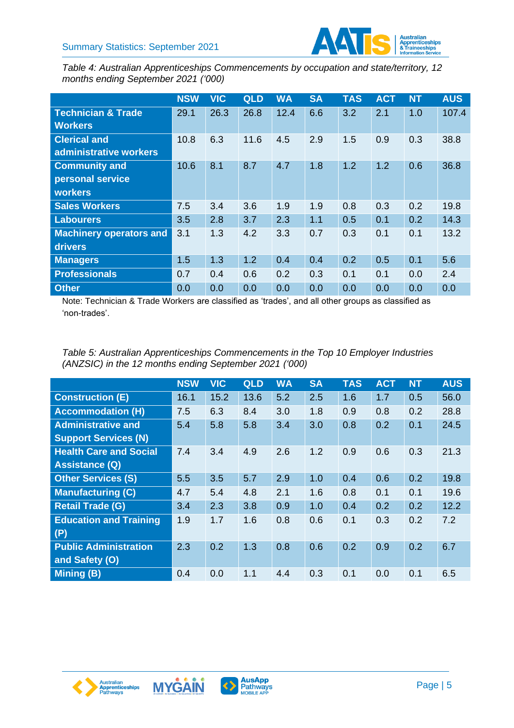*Table 4: Australian Apprenticeships Commencements by occupation and state/territory, 12 months ending September 2021 ('000)*

| | NSW | VIC | QLD | WA | SA | TAS | ACT | NT | AUS |
|---|---|---|---|---|---|---|---|---|---|
| **Technician & Trade Workers** | 29.1 | 26.3 | 26.8 | 12.4 | 6.6 | 3.2 | 2.1 | 1.0 | 107.4 |
| **Clerical and administrative workers** | 10.8 | 6.3 | 11.6 | 4.5 | 2.9 | 1.5 | 0.9 | 0.3 | 38.8 |
| **Community and personal service workers** | 10.6 | 8.1 | 8.7 | 4.7 | 1.8 | 1.2 | 1.2 | 0.6 | 36.8 |
| **Sales Workers** | 7.5 | 3.4 | 3.6 | 1.9 | 1.9 | 0.8 | 0.3 | 0.2 | 19.8 |
| **Labourers** | 3.5 | 2.8 | 3.7 | 2.3 | 1.1 | 0.5 | 0.1 | 0.2 | 14.3 |
| **Machinery operators and drivers** | 3.1 | 1.3 | 4.2 | 3.3 | 0.7 | 0.3 | 0.1 | 0.1 | 13.2 |
| **Managers** | 1.5 | 1.3 | 1.2 | 0.4 | 0.4 | 0.2 | 0.5 | 0.1 | 5.6 |
| **Professionals** | 0.7 | 0.4 | 0.6 | 0.2 | 0.3 | 0.1 | 0.1 | 0.0 | 2.4 |
| **Other** | 0.0 | 0.0 | 0.0 | 0.0 | 0.0 | 0.0 | 0.0 | 0.0 | 0.0 |

Note: Technician & Trade Workers are classified as 'trades', and all other groups as classified as 'non-trades'.

*Table 5: Australian Apprenticeships Commencements in the Top 10 Employer Industries (ANZSIC) in the 12 months ending September 2021 ('000)*

| | NSW | VIC | QLD | WA | SA | TAS | ACT | NT | AUS |
|---|---|---|---|---|---|---|---|---|---|
| **Construction (E)** | 16.1 | 15.2 | 13.6 | 5.2 | 2.5 | 1.6 | 1.7 | 0.5 | 56.0 |
| **Accommodation (H)** | 7.5 | 6.3 | 8.4 | 3.0 | 1.8 | 0.9 | 0.8 | 0.2 | 28.8 |
| **Administrative and Support Services (N)** | 5.4 | 5.8 | 5.8 | 3.4 | 3.0 | 0.8 | 0.2 | 0.1 | 24.5 |
| **Health Care and Social Assistance (Q)** | 7.4 | 3.4 | 4.9 | 2.6 | 1.2 | 0.9 | 0.6 | 0.3 | 21.3 |
| **Other Services (S)** | 5.5 | 3.5 | 5.7 | 2.9 | 1.0 | 0.4 | 0.6 | 0.2 | 19.8 |
| **Manufacturing (C)** | 4.7 | 5.4 | 4.8 | 2.1 | 1.6 | 0.8 | 0.1 | 0.1 | 19.6 |
| **Retail Trade (G)** | 3.4 | 2.3 | 3.8 | 0.9 | 1.0 | 0.4 | 0.2 | 0.2 | 12.2 |
| **Education and Training (P)** | 1.9 | 1.7 | 1.6 | 0.8 | 0.6 | 0.1 | 0.3 | 0.2 | 7.2 |
| **Public Administration and Safety (O)** | 2.3 | 0.2 | 1.3 | 0.8 | 0.6 | 0.2 | 0.9 | 0.2 | 6.7 |
| **Mining (B)** | 0.4 | 0.0 | 1.1 | 4.4 | 0.3 | 0.1 | 0.0 | 0.1 | 6.5 |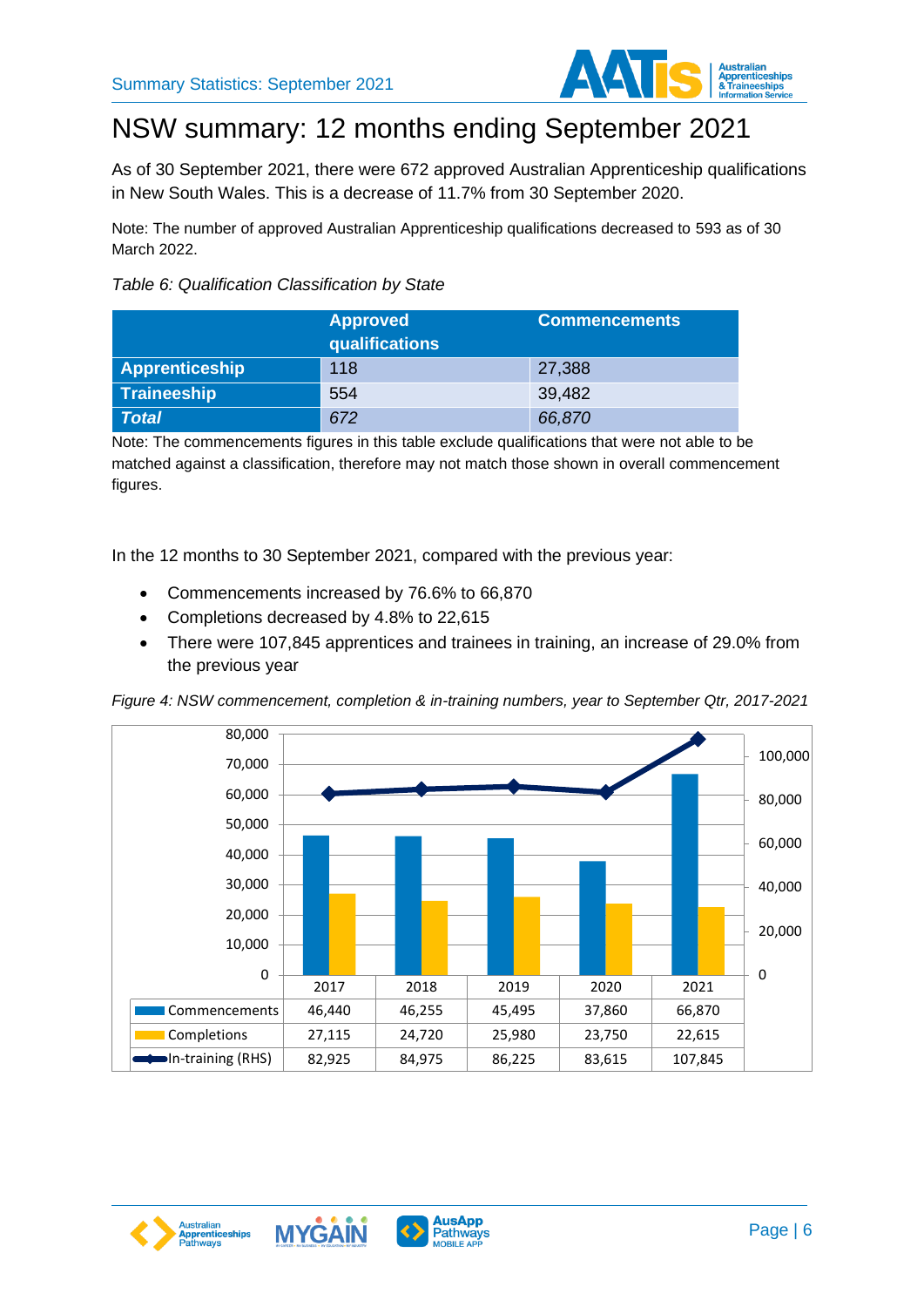# NSW summary: 12 months ending September 2021

As of 30 September 2021, there were 672 approved Australian Apprenticeship qualifications in New South Wales. This is a decrease of 11.7% from 30 September 2020.

Note: The number of approved Australian Apprenticeship qualifications decreased to 593 as of 30 March 2022.

*Table 6: Qualification Classification by State*

| | Approved qualifications | Commencements |
|---|---|---|
| **Apprenticeship** | 118 | 27,388 |
| **Traineeship** | 554 | 39,482 |
| ***Total*** | *672* | *66,870* |

Note: The commencements figures in this table exclude qualifications that were not able to be matched against a classification, therefore may not match those shown in overall commencement figures.

In the 12 months to 30 September 2021, compared with the previous year:

- Commencements increased by 76.6% to 66,870
- Completions decreased by 4.8% to 22,615
- There were 107,845 apprentices and trainees in training, an increase of 29.0% from the previous year

*Figure 4: NSW commencement, completion & in-training numbers, year to September Qtr, 2017-2021*

| | 2017 | 2018 | 2019 | 2020 | 2021 |
|---|---|---|---|---|---|
| Commencements | 46,440 | 46,255 | 45,495 | 37,860 | 66,870 |
| Completions | 27,115 | 24,720 | 25,980 | 23,750 | 22,615 |
| In-training (RHS) | 82,925 | 84,975 | 86,225 | 83,615 | 107,845 |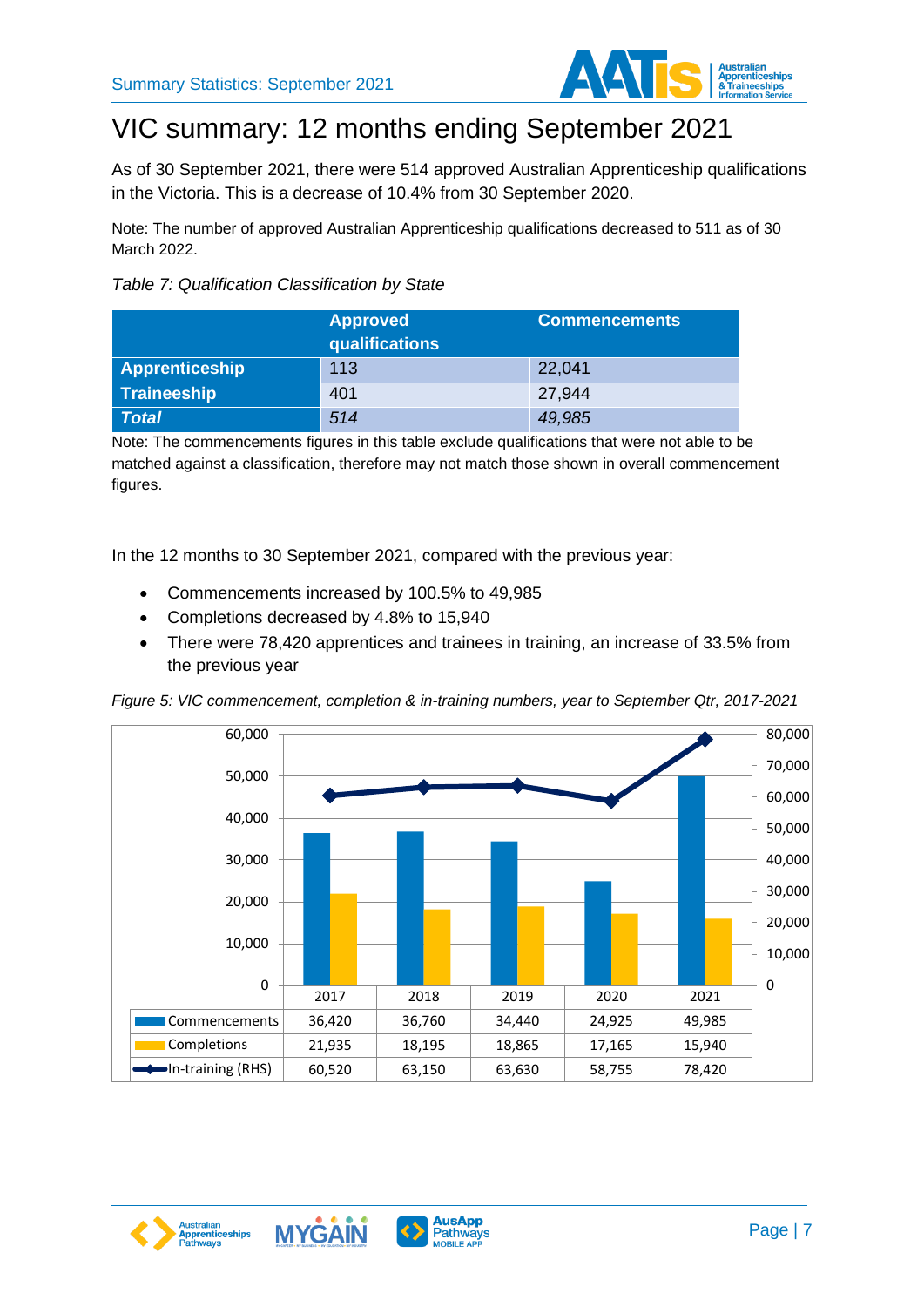# VIC summary: 12 months ending September 2021

As of 30 September 2021, there were 514 approved Australian Apprenticeship qualifications in the Victoria. This is a decrease of 10.4% from 30 September 2020.

Note: The number of approved Australian Apprenticeship qualifications decreased to 511 as of 30 March 2022.

*Table 7: Qualification Classification by State*

| | Approved qualifications | Commencements |
|---|---|---|
| **Apprenticeship** | 113 | 22,041 |
| **Traineeship** | 401 | 27,944 |
| ***Total*** | *514* | *49,985* |

Note: The commencements figures in this table exclude qualifications that were not able to be matched against a classification, therefore may not match those shown in overall commencement figures.

In the 12 months to 30 September 2021, compared with the previous year:

- Commencements increased by 100.5% to 49,985
- Completions decreased by 4.8% to 15,940
- There were 78,420 apprentices and trainees in training, an increase of 33.5% from the previous year

*Figure 5: VIC commencement, completion & in-training numbers, year to September Qtr, 2017-2021*

| | 2017 | 2018 | 2019 | 2020 | 2021 |
|---|---|---|---|---|---|
| Commencements | 36,420 | 36,760 | 34,440 | 24,925 | 49,985 |
| Completions | 21,935 | 18,195 | 18,865 | 17,165 | 15,940 |
| In-training (RHS) | 60,520 | 63,150 | 63,630 | 58,755 | 78,420 |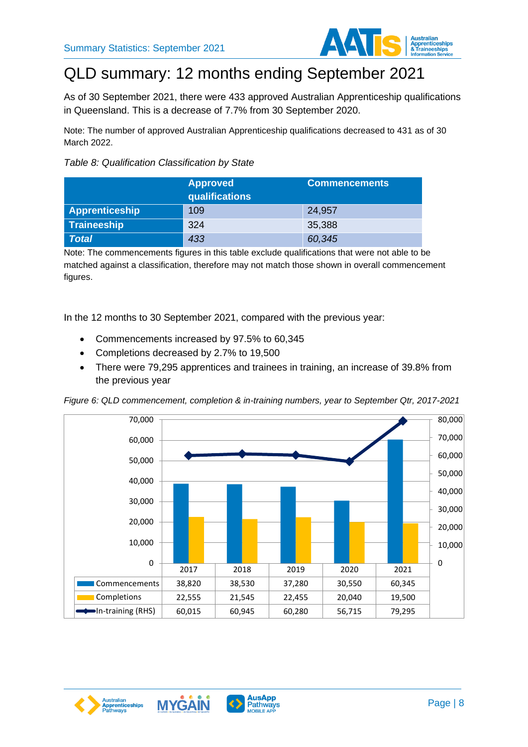# QLD summary: 12 months ending September 2021

As of 30 September 2021, there were 433 approved Australian Apprenticeship qualifications in Queensland. This is a decrease of 7.7% from 30 September 2020.

Note: The number of approved Australian Apprenticeship qualifications decreased to 431 as of 30 March 2022.

*Table 8: Qualification Classification by State*

| | Approved qualifications | Commencements |
|---|---|---|
| **Apprenticeship** | 109 | 24,957 |
| **Traineeship** | 324 | 35,388 |
| ***Total*** | *433* | *60,345* |

Note: The commencements figures in this table exclude qualifications that were not able to be matched against a classification, therefore may not match those shown in overall commencement figures.

In the 12 months to 30 September 2021, compared with the previous year:

- Commencements increased by 97.5% to 60,345
- Completions decreased by 2.7% to 19,500
- There were 79,295 apprentices and trainees in training, an increase of 39.8% from the previous year

*Figure 6: QLD commencement, completion & in-training numbers, year to September Qtr, 2017-2021*

| | 2017 | 2018 | 2019 | 2020 | 2021 |
|---|---|---|---|---|---|
| Commencements | 38,820 | 38,530 | 37,280 | 30,550 | 60,345 |
| Completions | 22,555 | 21,545 | 22,455 | 20,040 | 19,500 |
| In-training (RHS) | 60,015 | 60,945 | 60,280 | 56,715 | 79,295 |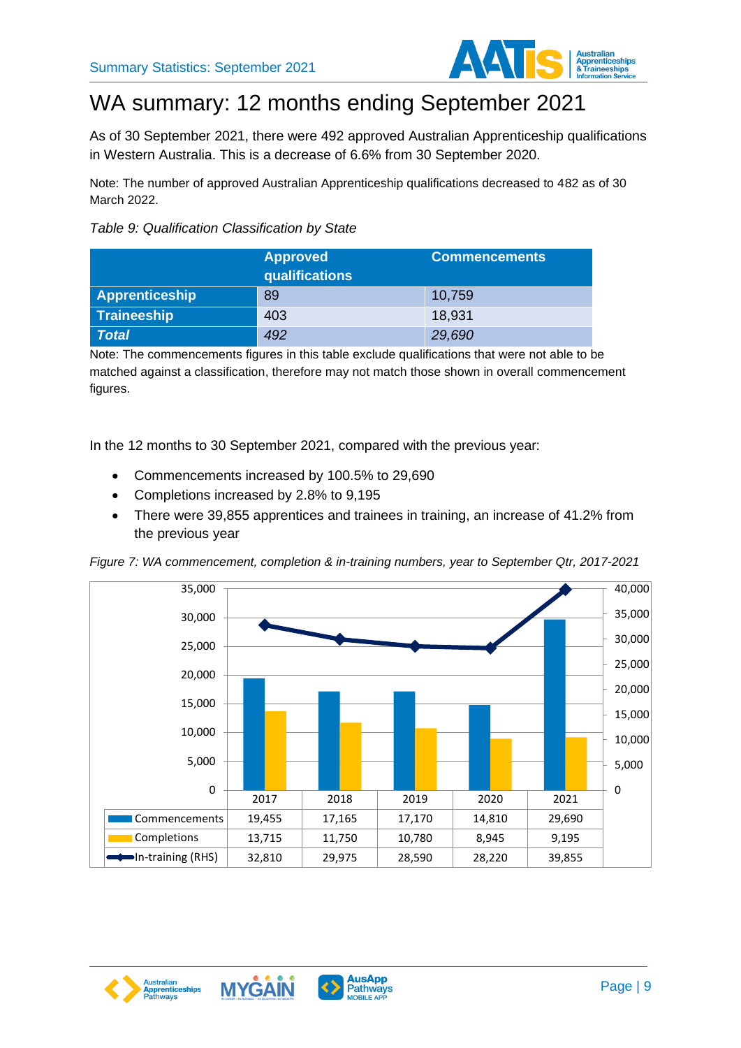# WA summary: 12 months ending September 2021

As of 30 September 2021, there were 492 approved Australian Apprenticeship qualifications in Western Australia. This is a decrease of 6.6% from 30 September 2020.

Note: The number of approved Australian Apprenticeship qualifications decreased to 482 as of 30 March 2022.

*Table 9: Qualification Classification by State*

| | Approved qualifications | Commencements |
|---|---|---|
| **Apprenticeship** | 89 | 10,759 |
| **Traineeship** | 403 | 18,931 |
| ***Total*** | *492* | *29,690* |

Note: The commencements figures in this table exclude qualifications that were not able to be matched against a classification, therefore may not match those shown in overall commencement figures.

In the 12 months to 30 September 2021, compared with the previous year:

- Commencements increased by 100.5% to 29,690
- Completions increased by 2.8% to 9,195
- There were 39,855 apprentices and trainees in training, an increase of 41.2% from the previous year

*Figure 7: WA commencement, completion & in-training numbers, year to September Qtr, 2017-2021*

| | 2017 | 2018 | 2019 | 2020 | 2021 |
|---|---|---|---|---|---|
| Commencements | 19,455 | 17,165 | 17,170 | 14,810 | 29,690 |
| Completions | 13,715 | 11,750 | 10,780 | 8,945 | 9,195 |
| In-training (RHS) | 32,810 | 29,975 | 28,590 | 28,220 | 39,855 |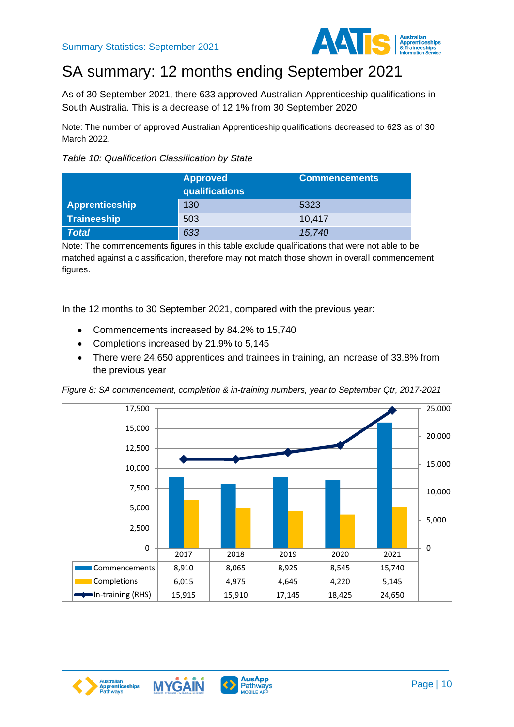# SA summary: 12 months ending September 2021

As of 30 September 2021, there 633 approved Australian Apprenticeship qualifications in South Australia. This is a decrease of 12.1% from 30 September 2020.

Note: The number of approved Australian Apprenticeship qualifications decreased to 623 as of 30 March 2022.

*Table 10: Qualification Classification by State*

| | Approved qualifications | Commencements |
|---|---|---|
| **Apprenticeship** | 130 | 5323 |
| **Traineeship** | 503 | 10,417 |
| ***Total*** | *633* | *15,740* |

Note: The commencements figures in this table exclude qualifications that were not able to be matched against a classification, therefore may not match those shown in overall commencement figures.

In the 12 months to 30 September 2021, compared with the previous year:

- Commencements increased by 84.2% to 15,740
- Completions increased by 21.9% to 5,145
- There were 24,650 apprentices and trainees in training, an increase of 33.8% from the previous year

*Figure 8: SA commencement, completion & in-training numbers, year to September Qtr, 2017-2021*

| | 2017 | 2018 | 2019 | 2020 | 2021 |
|---|---|---|---|---|---|
| Commencements | 8,910 | 8,065 | 8,925 | 8,545 | 15,740 |
| Completions | 6,015 | 4,975 | 4,645 | 4,220 | 5,145 |
| In-training (RHS) | 15,915 | 15,910 | 17,145 | 18,425 | 24,650 |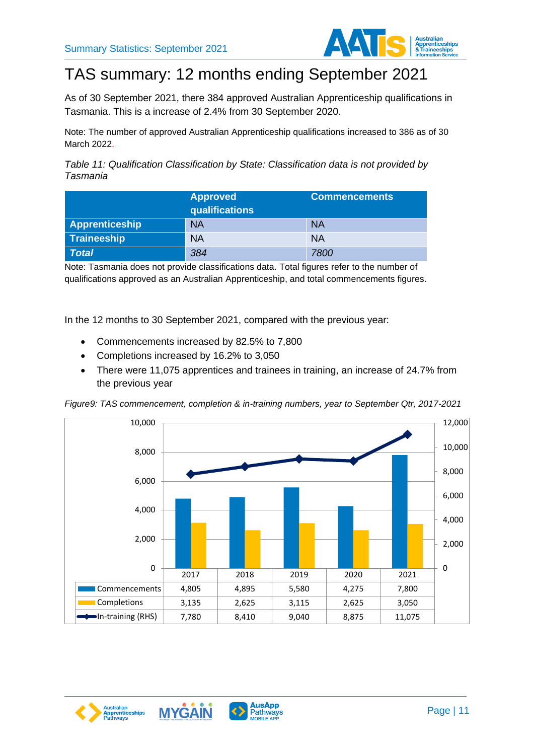# TAS summary: 12 months ending September 2021

As of 30 September 2021, there 384 approved Australian Apprenticeship qualifications in Tasmania. This is a increase of 2.4% from 30 September 2020.

Note: The number of approved Australian Apprenticeship qualifications increased to 386 as of 30 March 2022.

*Table 11: Qualification Classification by State: Classification data is not provided by Tasmania*

| | Approved qualifications | Commencements |
|---|---|---|
| **Apprenticeship** | NA | NA |
| **Traineeship** | NA | NA |
| ***Total*** | *384* | *7800* |

Note: Tasmania does not provide classifications data. Total figures refer to the number of qualifications approved as an Australian Apprenticeship, and total commencements figures.

In the 12 months to 30 September 2021, compared with the previous year:

- Commencements increased by 82.5% to 7,800
- Completions increased by 16.2% to 3,050
- There were 11,075 apprentices and trainees in training, an increase of 24.7% from the previous year

*Figure9: TAS commencement, completion & in-training numbers, year to September Qtr, 2017-2021*

| | 2017 | 2018 | 2019 | 2020 | 2021 |
|---|---|---|---|---|---|
| Commencements | 4,805 | 4,895 | 5,580 | 4,275 | 7,800 |
| Completions | 3,135 | 2,625 | 3,115 | 2,625 | 3,050 |
| In-training (RHS) | 7,780 | 8,410 | 9,040 | 8,875 | 11,075 |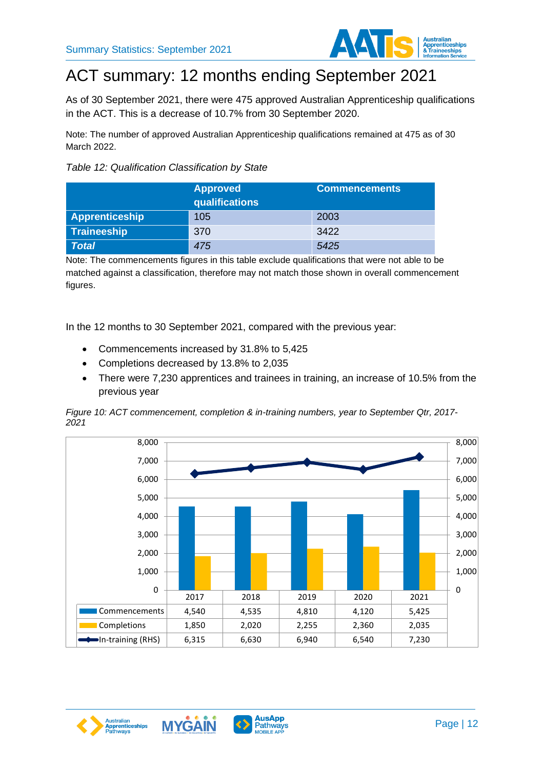# ACT summary: 12 months ending September 2021

As of 30 September 2021, there were 475 approved Australian Apprenticeship qualifications in the ACT. This is a decrease of 10.7% from 30 September 2020.

Note: The number of approved Australian Apprenticeship qualifications remained at 475 as of 30 March 2022.

*Table 12: Qualification Classification by State*

| | Approved qualifications | Commencements |
|---|---|---|
| **Apprenticeship** | 105 | 2003 |
| **Traineeship** | 370 | 3422 |
| ***Total*** | *475* | *5425* |

Note: The commencements figures in this table exclude qualifications that were not able to be matched against a classification, therefore may not match those shown in overall commencement figures.

In the 12 months to 30 September 2021, compared with the previous year:

- Commencements increased by 31.8% to 5,425
- Completions decreased by 13.8% to 2,035
- There were 7,230 apprentices and trainees in training, an increase of 10.5% from the previous year

*Figure 10: ACT commencement, completion & in-training numbers, year to September Qtr, 2017-2021*

| | 2017 | 2018 | 2019 | 2020 | 2021 |
|---|---|---|---|---|---|
| Commencements | 4,540 | 4,535 | 4,810 | 4,120 | 5,425 |
| Completions | 1,850 | 2,020 | 2,255 | 2,360 | 2,035 |
| In-training (RHS) | 6,315 | 6,630 | 6,940 | 6,540 | 7,230 |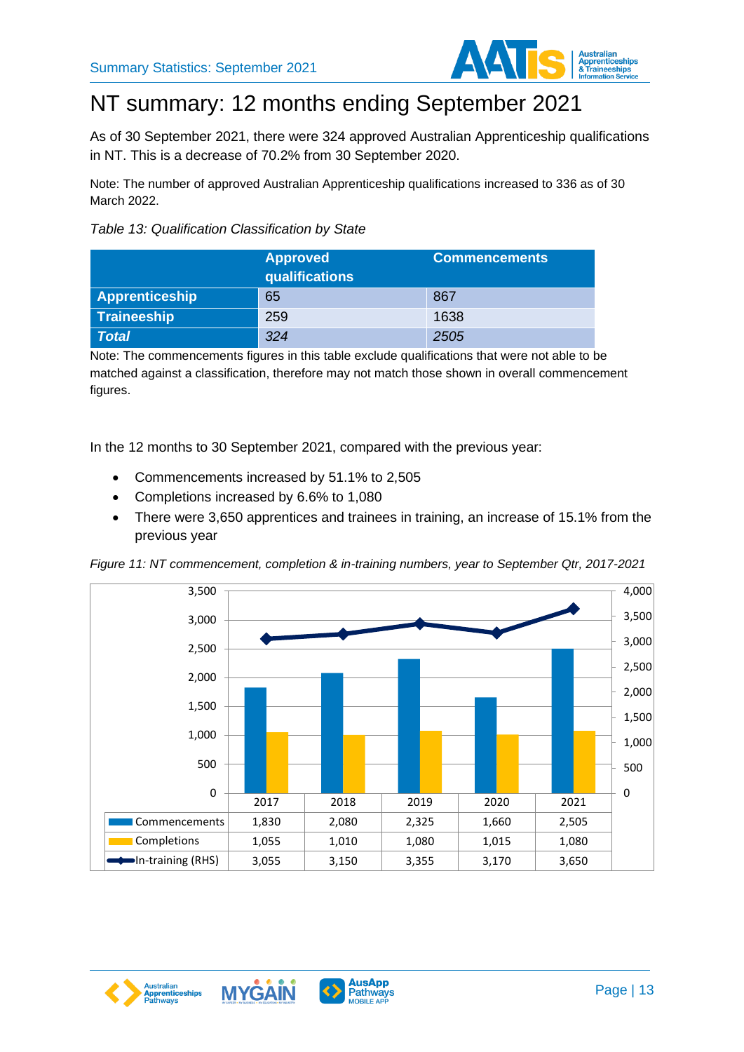# NT summary: 12 months ending September 2021

As of 30 September 2021, there were 324 approved Australian Apprenticeship qualifications in NT. This is a decrease of 70.2% from 30 September 2020.

Note: The number of approved Australian Apprenticeship qualifications increased to 336 as of 30 March 2022.

*Table 13: Qualification Classification by State*

| | Approved qualifications | Commencements |
|---|---|---|
| **Apprenticeship** | 65 | 867 |
| **Traineeship** | 259 | 1638 |
| ***Total*** | *324* | *2505* |

Note: The commencements figures in this table exclude qualifications that were not able to be matched against a classification, therefore may not match those shown in overall commencement figures.

In the 12 months to 30 September 2021, compared with the previous year:

- Commencements increased by 51.1% to 2,505
- Completions increased by 6.6% to 1,080
- There were 3,650 apprentices and trainees in training, an increase of 15.1% from the previous year

*Figure 11: NT commencement, completion & in-training numbers, year to September Qtr, 2017-2021*

| | 2017 | 2018 | 2019 | 2020 | 2021 |
|---|---|---|---|---|---|
| Commencements | 1,830 | 2,080 | 2,325 | 1,660 | 2,505 |
| Completions | 1,055 | 1,010 | 1,080 | 1,015 | 1,080 |
| In-training (RHS) | 3,055 | 3,150 | 3,355 | 3,170 | 3,650 |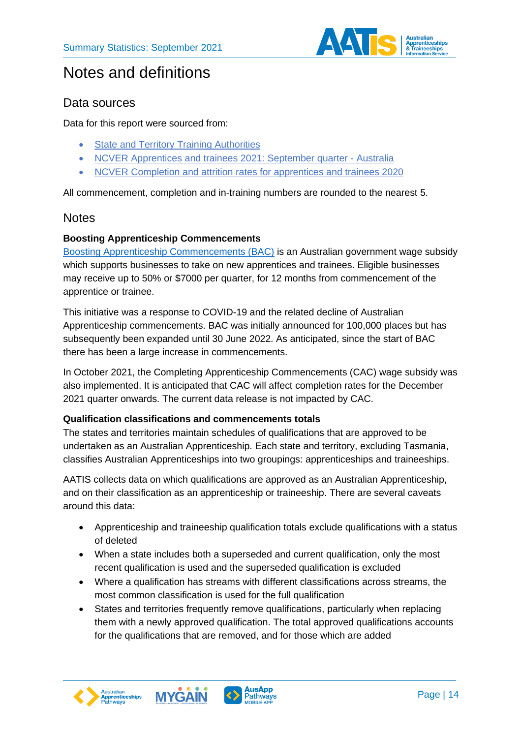# Notes and definitions

## Data sources

Data for this report were sourced from:

- [State and Territory Training Authorities]
- [NCVER Apprentices and trainees 2021: September quarter - Australia]
- [NCVER Completion and attrition rates for apprentices and trainees 2020]

All commencement, completion and in-training numbers are rounded to the nearest 5.

## Notes

**Boosting Apprenticeship Commencements**

Boosting Apprenticeship Commencements (BAC) is an Australian government wage subsidy which supports businesses to take on new apprentices and trainees. Eligible businesses may receive up to 50% or $7000 per quarter, for 12 months from commencement of the apprentice or trainee.

This initiative was a response to COVID-19 and the related decline of Australian Apprenticeship commencements. BAC was initially announced for 100,000 places but has subsequently been expanded until 30 June 2022. As anticipated, since the start of BAC there has been a large increase in commencements.

In October 2021, the Completing Apprenticeship Commencements (CAC) wage subsidy was also implemented. It is anticipated that CAC will affect completion rates for the December 2021 quarter onwards. The current data release is not impacted by CAC.

**Qualification classifications and commencements totals**

The states and territories maintain schedules of qualifications that are approved to be undertaken as an Australian Apprenticeship. Each state and territory, excluding Tasmania, classifies Australian Apprenticeships into two groupings: apprenticeships and traineeships.

AATIS collects data on which qualifications are approved as an Australian Apprenticeship, and on their classification as an apprenticeship or traineeship. There are several caveats around this data:

- Apprenticeship and traineeship qualification totals exclude qualifications with a status of deleted
- When a state includes both a superseded and current qualification, only the most recent qualification is used and the superseded qualification is excluded
- Where a qualification has streams with different classifications across streams, the most common classification is used for the full qualification
- States and territories frequently remove qualifications, particularly when replacing them with a newly approved qualification. The total approved qualifications accounts for the qualifications that are removed, and for those which are added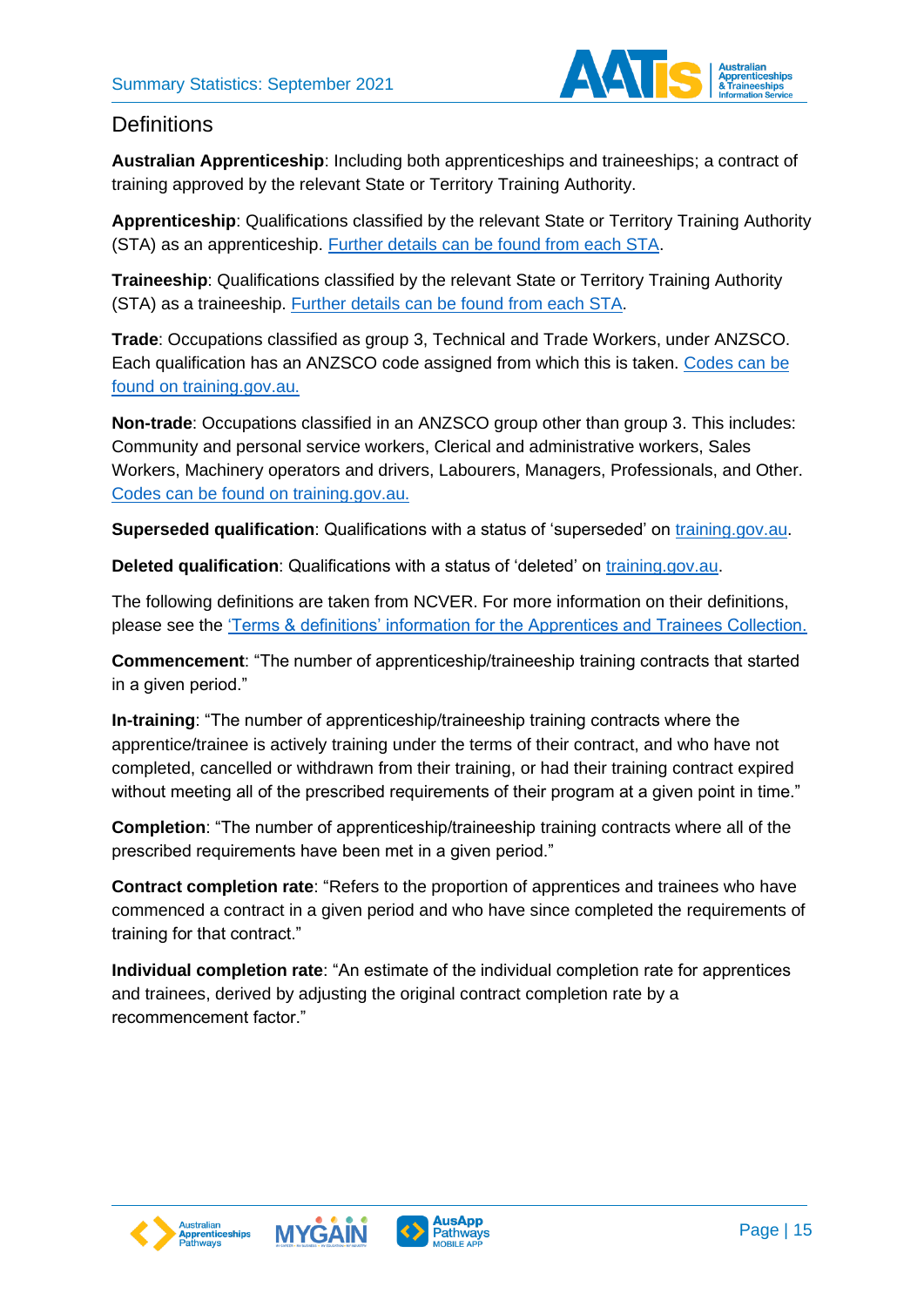## Definitions

**Australian Apprenticeship**: Including both apprenticeships and traineeships; a contract of training approved by the relevant State or Territory Training Authority.

**Apprenticeship**: Qualifications classified by the relevant State or Territory Training Authority (STA) as an apprenticeship. Further details can be found from each STA.

**Traineeship**: Qualifications classified by the relevant State or Territory Training Authority (STA) as a traineeship. Further details can be found from each STA.

**Trade**: Occupations classified as group 3, Technical and Trade Workers, under ANZSCO. Each qualification has an ANZSCO code assigned from which this is taken. Codes can be found on training.gov.au.

**Non-trade**: Occupations classified in an ANZSCO group other than group 3. This includes: Community and personal service workers, Clerical and administrative workers, Sales Workers, Machinery operators and drivers, Labourers, Managers, Professionals, and Other. Codes can be found on training.gov.au.

**Superseded qualification**: Qualifications with a status of 'superseded' on training.gov.au.

**Deleted qualification**: Qualifications with a status of 'deleted' on training.gov.au.

The following definitions are taken from NCVER. For more information on their definitions, please see the 'Terms & definitions' information for the Apprentices and Trainees Collection.

**Commencement**: "The number of apprenticeship/traineeship training contracts that started in a given period."

**In-training**: "The number of apprenticeship/traineeship training contracts where the apprentice/trainee is actively training under the terms of their contract, and who have not completed, cancelled or withdrawn from their training, or had their training contract expired without meeting all of the prescribed requirements of their program at a given point in time."

**Completion**: "The number of apprenticeship/traineeship training contracts where all of the prescribed requirements have been met in a given period."

**Contract completion rate**: "Refers to the proportion of apprentices and trainees who have commenced a contract in a given period and who have since completed the requirements of training for that contract."

**Individual completion rate**: "An estimate of the individual completion rate for apprentices and trainees, derived by adjusting the original contract completion rate by a recommencement factor."